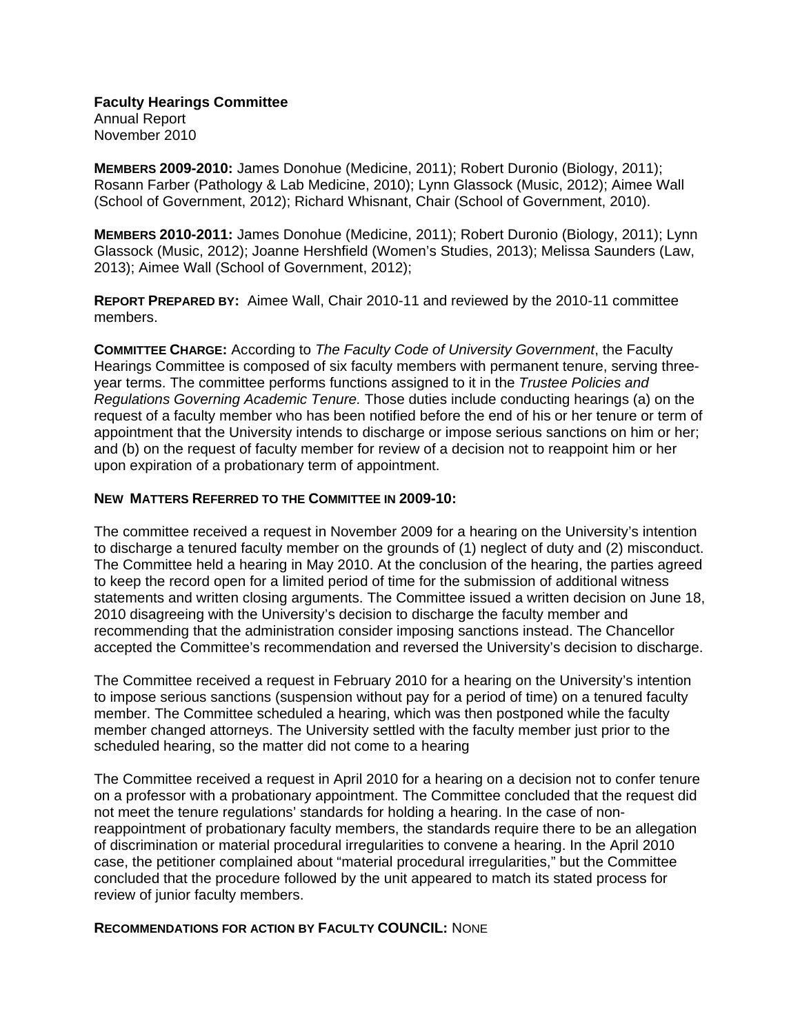**Faculty Hearings Committee**
Annual Report
November 2010

**MEMBERS 2009-2010:** James Donohue (Medicine, 2011); Robert Duronio (Biology, 2011); Rosann Farber (Pathology & Lab Medicine, 2010); Lynn Glassock (Music, 2012); Aimee Wall (School of Government, 2012); Richard Whisnant, Chair (School of Government, 2010).

**MEMBERS 2010-2011:** James Donohue (Medicine, 2011); Robert Duronio (Biology, 2011); Lynn Glassock (Music, 2012); Joanne Hershfield (Women's Studies, 2013); Melissa Saunders (Law, 2013); Aimee Wall (School of Government, 2012);

**REPORT PREPARED BY:** Aimee Wall, Chair 2010-11 and reviewed by the 2010-11 committee members.

**COMMITTEE CHARGE:** According to *The Faculty Code of University Government*, the Faculty Hearings Committee is composed of six faculty members with permanent tenure, serving three-year terms. The committee performs functions assigned to it in the *Trustee Policies and Regulations Governing Academic Tenure.* Those duties include conducting hearings (a) on the request of a faculty member who has been notified before the end of his or her tenure or term of appointment that the University intends to discharge or impose serious sanctions on him or her; and (b) on the request of faculty member for review of a decision not to reappoint him or her upon expiration of a probationary term of appointment.

**NEW MATTERS REFERRED TO THE COMMITTEE IN 2009-10:**

The committee received a request in November 2009 for a hearing on the University's intention to discharge a tenured faculty member on the grounds of (1) neglect of duty and (2) misconduct. The Committee held a hearing in May 2010. At the conclusion of the hearing, the parties agreed to keep the record open for a limited period of time for the submission of additional witness statements and written closing arguments. The Committee issued a written decision on June 18, 2010 disagreeing with the University's decision to discharge the faculty member and recommending that the administration consider imposing sanctions instead. The Chancellor accepted the Committee's recommendation and reversed the University's decision to discharge.

The Committee received a request in February 2010 for a hearing on the University's intention to impose serious sanctions (suspension without pay for a period of time) on a tenured faculty member. The Committee scheduled a hearing, which was then postponed while the faculty member changed attorneys. The University settled with the faculty member just prior to the scheduled hearing, so the matter did not come to a hearing

The Committee received a request in April 2010 for a hearing on a decision not to confer tenure on a professor with a probationary appointment. The Committee concluded that the request did not meet the tenure regulations' standards for holding a hearing. In the case of non-reappointment of probationary faculty members, the standards require there to be an allegation of discrimination or material procedural irregularities to convene a hearing. In the April 2010 case, the petitioner complained about "material procedural irregularities," but the Committee concluded that the procedure followed by the unit appeared to match its stated process for review of junior faculty members.

**RECOMMENDATIONS FOR ACTION BY FACULTY COUNCIL:** NONE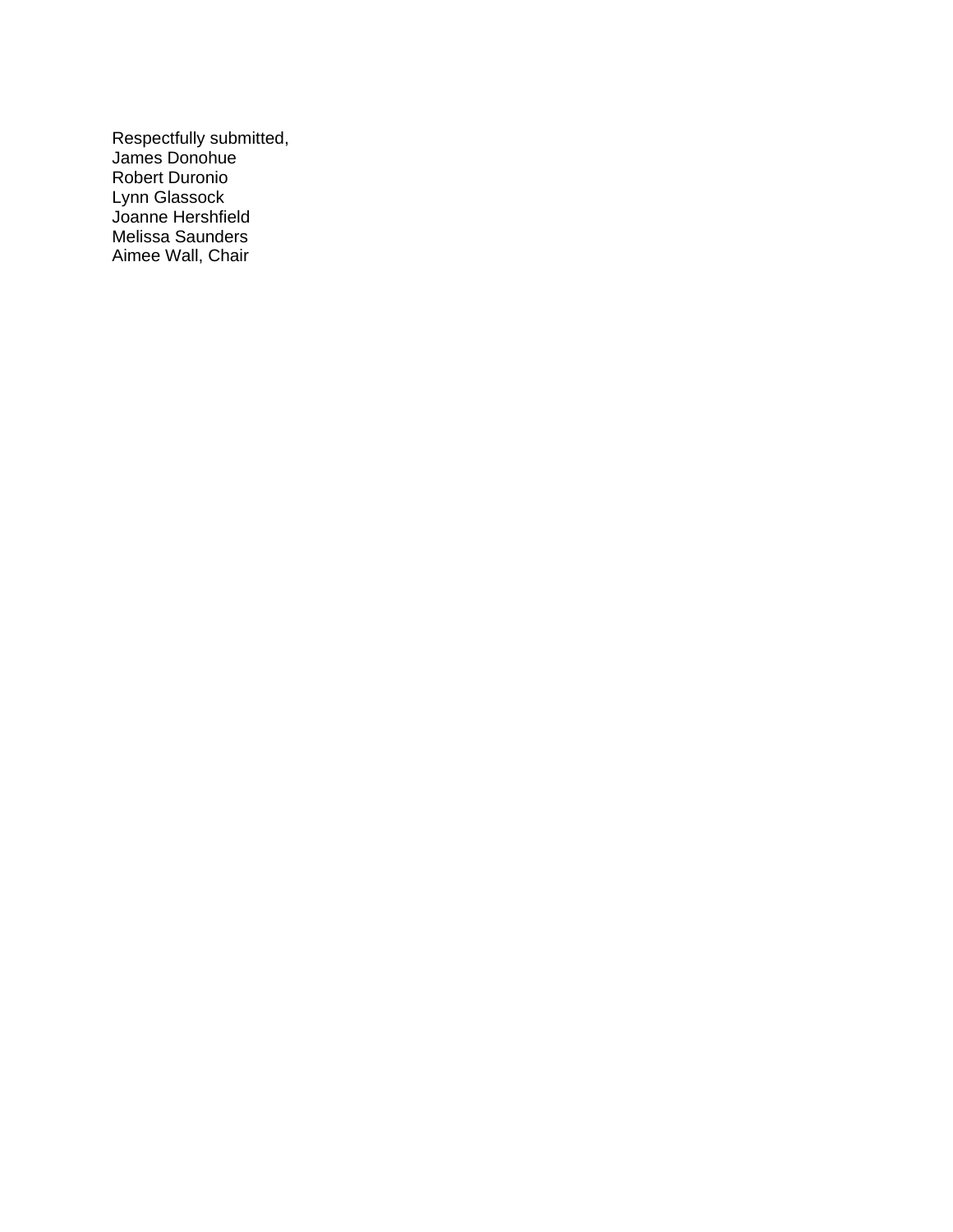Respectfully submitted,
James Donohue
Robert Duronio
Lynn Glassock
Joanne Hershfield
Melissa Saunders
Aimee Wall, Chair